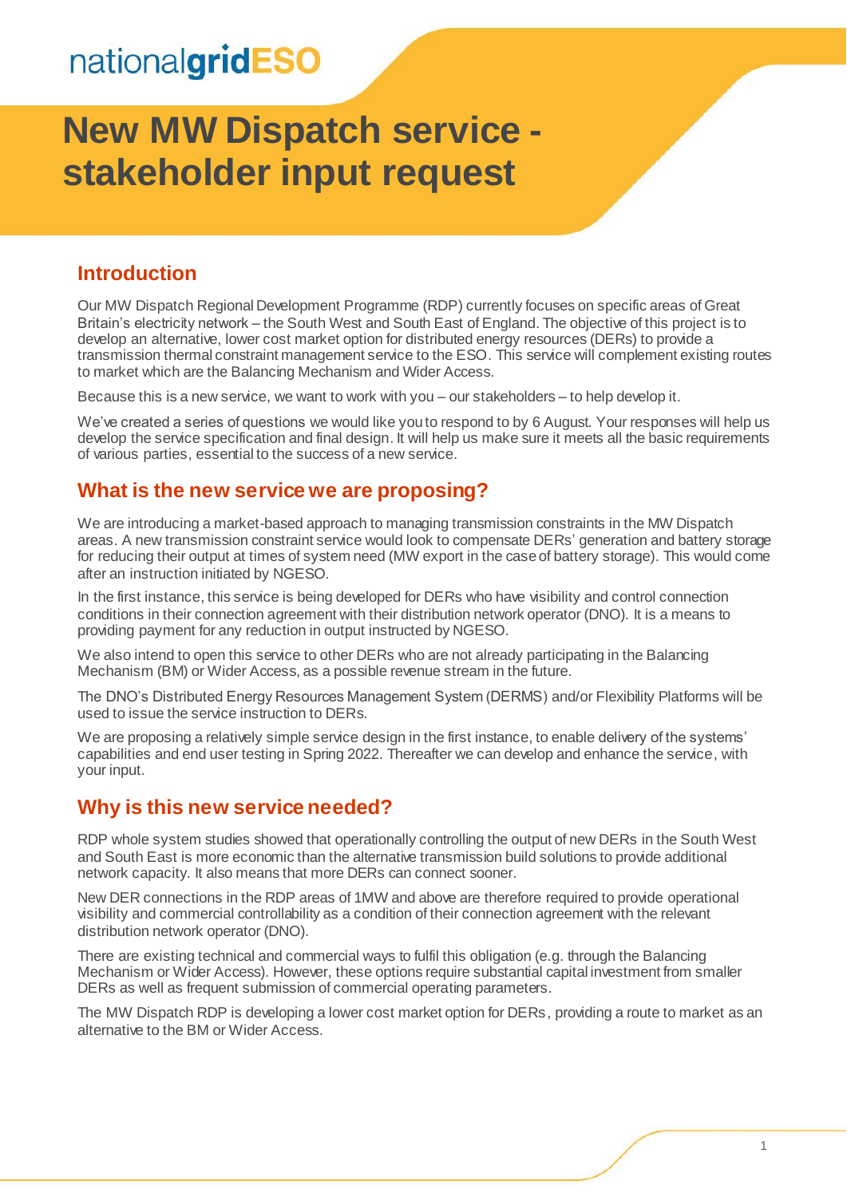nationalgridESO

# New MW Dispatch service - stakeholder input request

## Introduction

Our MW Dispatch Regional Development Programme (RDP) currently focuses on specific areas of Great Britain's electricity network – the South West and South East of England. The objective of this project is to develop an alternative, lower cost market option for distributed energy resources (DERs) to provide a transmission thermal constraint management service to the ESO. This service will complement existing routes to market which are the Balancing Mechanism and Wider Access.

Because this is a new service, we want to work with you – our stakeholders – to help develop it.

We've created a series of questions we would like you to respond to by 6 August. Your responses will help us develop the service specification and final design. It will help us make sure it meets all the basic requirements of various parties, essential to the success of a new service.

## What is the new service we are proposing?

We are introducing a market-based approach to managing transmission constraints in the MW Dispatch areas. A new transmission constraint service would look to compensate DERs' generation and battery storage for reducing their output at times of system need (MW export in the case of battery storage). This would come after an instruction initiated by NGESO.

In the first instance, this service is being developed for DERs who have visibility and control connection conditions in their connection agreement with their distribution network operator (DNO). It is a means to providing payment for any reduction in output instructed by NGESO.

We also intend to open this service to other DERs who are not already participating in the Balancing Mechanism (BM) or Wider Access, as a possible revenue stream in the future.

The DNO's Distributed Energy Resources Management System (DERMS) and/or Flexibility Platforms will be used to issue the service instruction to DERs.

We are proposing a relatively simple service design in the first instance, to enable delivery of the systems' capabilities and end user testing in Spring 2022. Thereafter we can develop and enhance the service, with your input.

## Why is this new service needed?

RDP whole system studies showed that operationally controlling the output of new DERs in the South West and South East is more economic than the alternative transmission build solutions to provide additional network capacity. It also means that more DERs can connect sooner.

New DER connections in the RDP areas of 1MW and above are therefore required to provide operational visibility and commercial controllability as a condition of their connection agreement with the relevant distribution network operator (DNO).

There are existing technical and commercial ways to fulfil this obligation (e.g. through the Balancing Mechanism or Wider Access). However, these options require substantial capital investment from smaller DERs as well as frequent submission of commercial operating parameters.

The MW Dispatch RDP is developing a lower cost market option for DERs, providing a route to market as an alternative to the BM or Wider Access.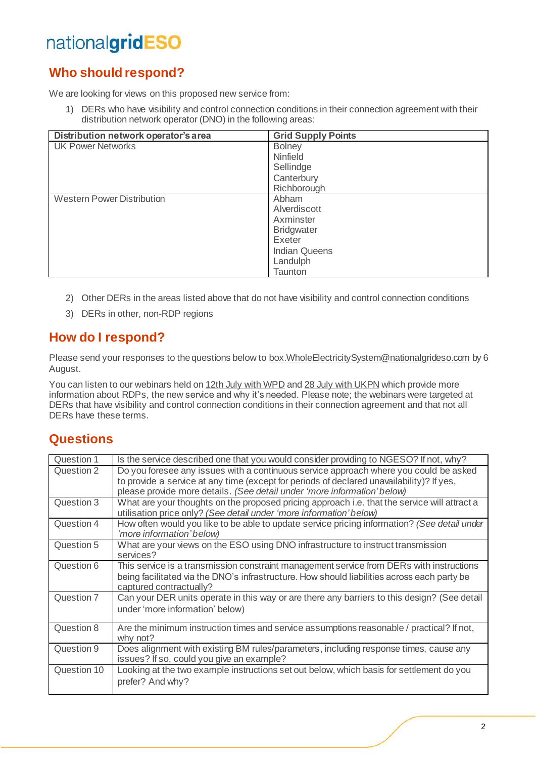## Who should respond?

We are looking for views on this proposed new service from:

1) DERs who have visibility and control connection conditions in their connection agreement with their distribution network operator (DNO) in the following areas:

| Distribution network operator's area | Grid Supply Points |
|---|---|
| UK Power Networks | Bolney<br>Ninfield<br>Sellindge<br>Canterbury<br>Richborough |
| Western Power Distribution | Abham<br>Alverdiscott<br>Axminster<br>Bridgwater<br>Exeter<br>Indian Queens<br>Landulph<br>Taunton |

2) Other DERs in the areas listed above that do not have visibility and control connection conditions

3) DERs in other, non-RDP regions

## How do I respond?

Please send your responses to the questions below to box.WholeElectricitySystem@nationalgrideso.com by 6 August.

You can listen to our webinars held on 12th July with WPD and 28 July with UKPN which provide more information about RDPs, the new service and why it's needed. Please note; the webinars were targeted at DERs that have visibility and control connection conditions in their connection agreement and that not all DERs have these terms.

## Questions

| | |
|---|---|
| Question 1 | Is the service described one that you would consider providing to NGESO? If not, why? |
| Question 2 | Do you foresee any issues with a continuous service approach where you could be asked to provide a service at any time (except for periods of declared unavailability)? If yes, please provide more details. *(See detail under 'more information' below)* |
| Question 3 | What are your thoughts on the proposed pricing approach i.e. that the service will attract a utilisation price only? *(See detail under 'more information' below)* |
| Question 4 | How often would you like to be able to update service pricing information? *(See detail under 'more information' below)* |
| Question 5 | What are your views on the ESO using DNO infrastructure to instruct transmission services? |
| Question 6 | This service is a transmission constraint management service from DERs with instructions being facilitated via the DNO's infrastructure. How should liabilities across each party be captured contractually? |
| Question 7 | Can your DER units operate in this way or are there any barriers to this design? (See detail under 'more information' below) |
| Question 8 | Are the minimum instruction times and service assumptions reasonable / practical? If not, why not? |
| Question 9 | Does alignment with existing BM rules/parameters, including response times, cause any issues? If so, could you give an example? |
| Question 10 | Looking at the two example instructions set out below, which basis for settlement do you prefer? And why? |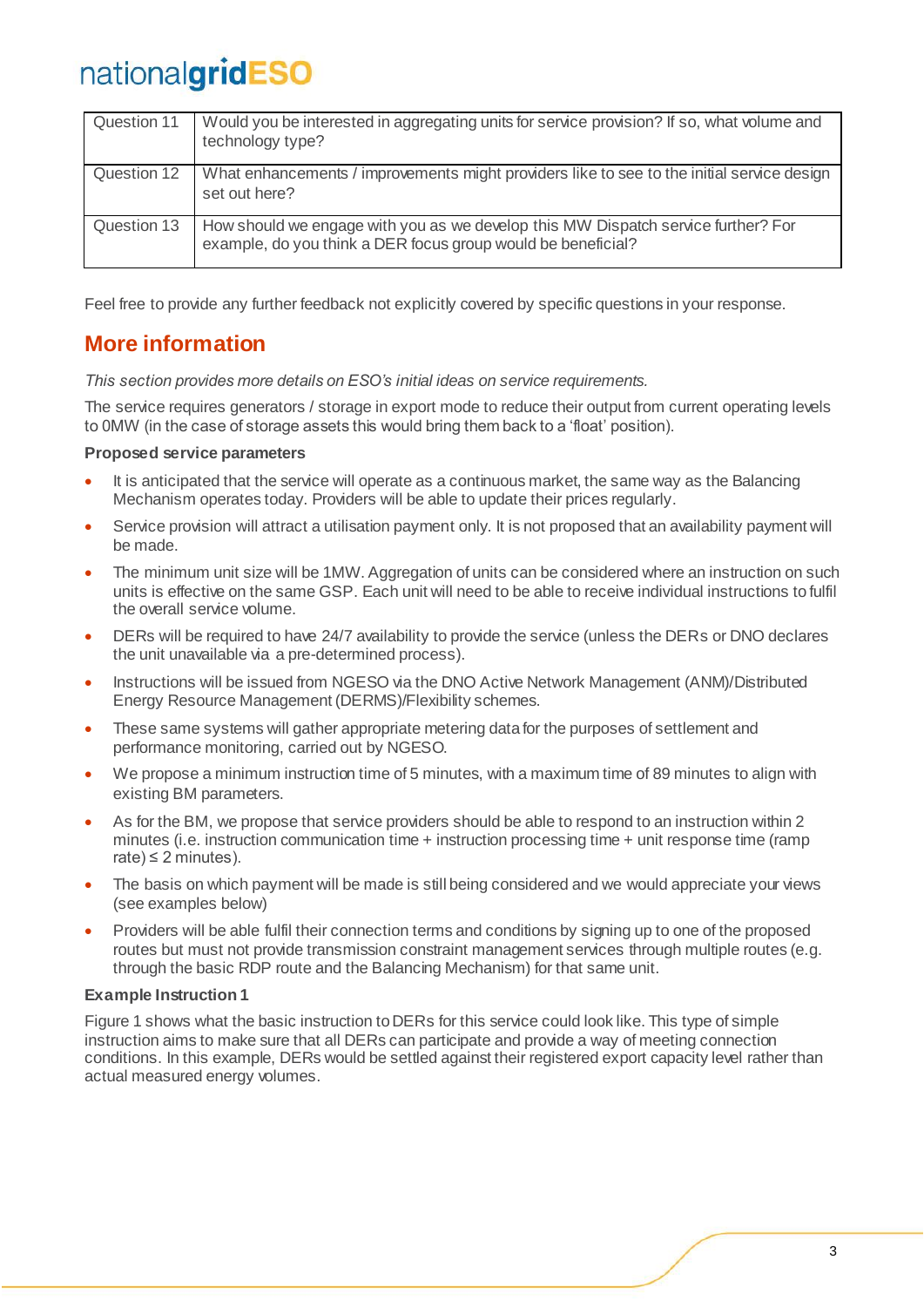| Question 11 | Would you be interested in aggregating units for service provision? If so, what volume and technology type? |
|---|---|
| Question 12 | What enhancements / improvements might providers like to see to the initial service design set out here? |
| Question 13 | How should we engage with you as we develop this MW Dispatch service further? For example, do you think a DER focus group would be beneficial? |

Feel free to provide any further feedback not explicitly covered by specific questions in your response.

## More information

*This section provides more details on ESO's initial ideas on service requirements.*

The service requires generators / storage in export mode to reduce their output from current operating levels to 0MW (in the case of storage assets this would bring them back to a 'float' position).

**Proposed service parameters**

- It is anticipated that the service will operate as a continuous market, the same way as the Balancing Mechanism operates today. Providers will be able to update their prices regularly.
- Service provision will attract a utilisation payment only. It is not proposed that an availability payment will be made.
- The minimum unit size will be 1MW. Aggregation of units can be considered where an instruction on such units is effective on the same GSP. Each unit will need to be able to receive individual instructions to fulfil the overall service volume.
- DERs will be required to have 24/7 availability to provide the service (unless the DERs or DNO declares the unit unavailable via a pre-determined process).
- Instructions will be issued from NGESO via the DNO Active Network Management (ANM)/Distributed Energy Resource Management (DERMS)/Flexibility schemes.
- These same systems will gather appropriate metering data for the purposes of settlement and performance monitoring, carried out by NGESO.
- We propose a minimum instruction time of 5 minutes, with a maximum time of 89 minutes to align with existing BM parameters.
- As for the BM, we propose that service providers should be able to respond to an instruction within 2 minutes (i.e. instruction communication time + instruction processing time + unit response time (ramp rate) ≤ 2 minutes).
- The basis on which payment will be made is still being considered and we would appreciate your views (see examples below)
- Providers will be able fulfil their connection terms and conditions by signing up to one of the proposed routes but must not provide transmission constraint management services through multiple routes (e.g. through the basic RDP route and the Balancing Mechanism) for that same unit.

**Example Instruction 1**

Figure 1 shows what the basic instruction to DERs for this service could look like. This type of simple instruction aims to make sure that all DERs can participate and provide a way of meeting connection conditions. In this example, DERs would be settled against their registered export capacity level rather than actual measured energy volumes.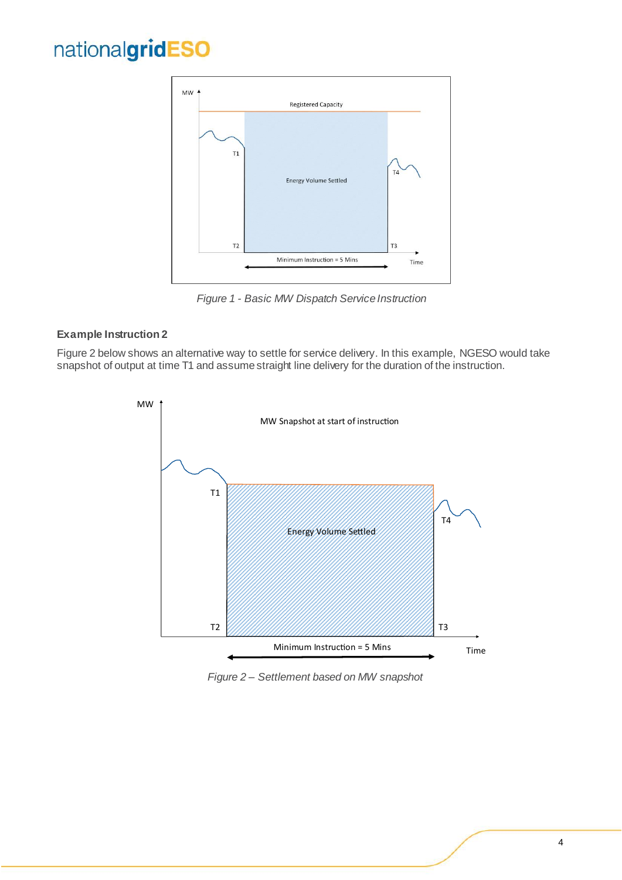MW

Registered Capacity

T1

T4

Energy Volume Settled

T2

T3

Minimum Instruction = 5 Mins

Time

*Figure 1 - Basic MW Dispatch Service Instruction*

**Example Instruction 2**

Figure 2 below shows an alternative way to settle for service delivery. In this example, NGESO would take snapshot of output at time T1 and assume straight line delivery for the duration of the instruction.

MW

MW Snapshot at start of instruction

T1

T4

Energy Volume Settled

T2

T3

Minimum Instruction = 5 Mins

Time

*Figure 2 – Settlement based on MW snapshot*